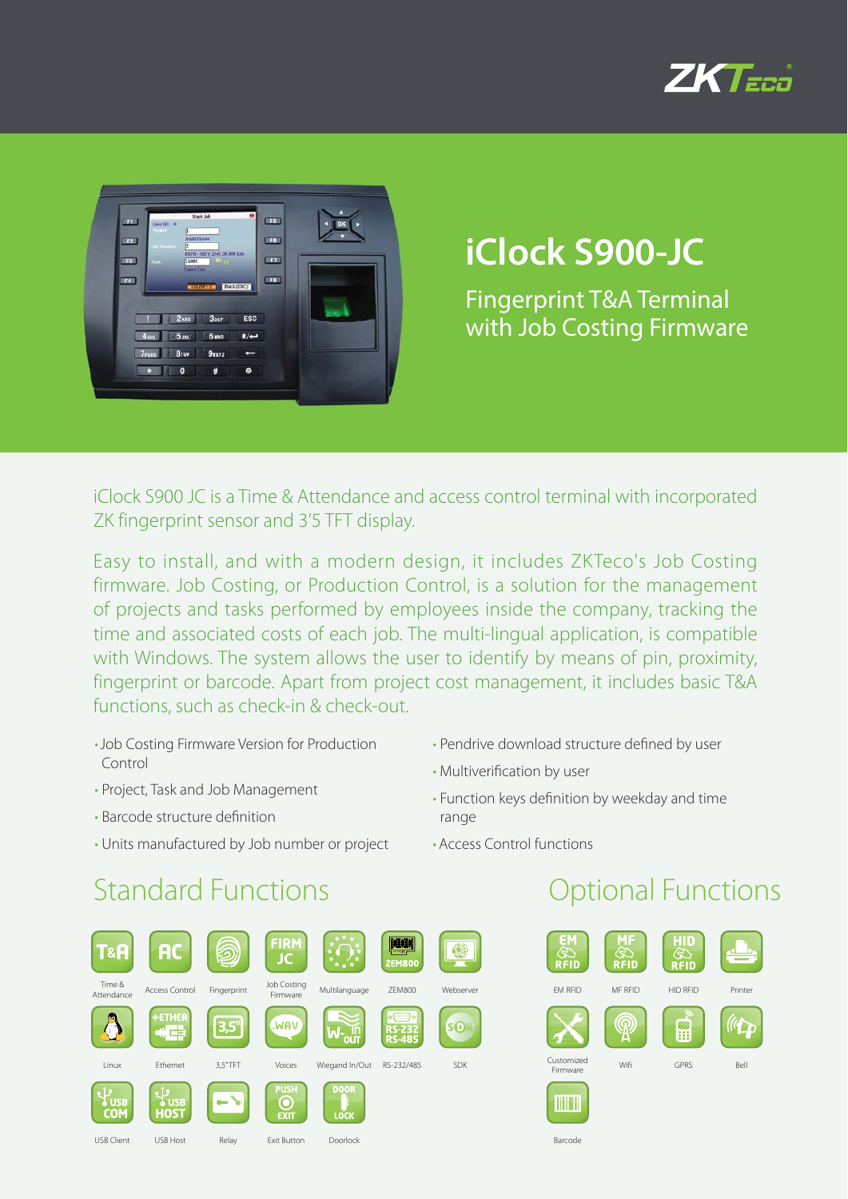# iClock S900-JC

## Fingerprint T&A Terminal with Job Costing Firmware

iClock S900 JC is a Time & Attendance and access control terminal with incorporated ZK fingerprint sensor and 3'5 TFT display.

Easy to install, and with a modern design, it includes ZKTeco's Job Costing firmware. Job Costing, or Production Control, is a solution for the management of projects and tasks performed by employees inside the company, tracking the time and associated costs of each job. The multi-lingual application, is compatible with Windows. The system allows the user to identify by means of pin, proximity, fingerprint or barcode. Apart from project cost management, it includes basic T&A functions, such as check-in & check-out.

- Job Costing Firmware Version for Production Control
- Project, Task and Job Management
- Barcode structure definition
- Units manufactured by Job number or project
- Pendrive download structure defined by user
- Multiverification by user
- Function keys definition by weekday and time range
- Access Control functions

## Standard Functions

- Time & Attendance
- Access Control
- Fingerprint
- Job Costing Firmware
- Multilanguage
- ZEM800
- Webserver
- Linux
- Ethernet
- 3,5"TFT
- Voices
- Wiegand In/Out
- RS-232/485
- SDK
- USB Client
- USB Host
- Relay
- Exit Button
- Doorlock

## Optional Functions

- EM RFID
- MF RFID
- HID RFID
- Printer
- Customized Firmware
- Wifi
- GPRS
- Bell
- Barcode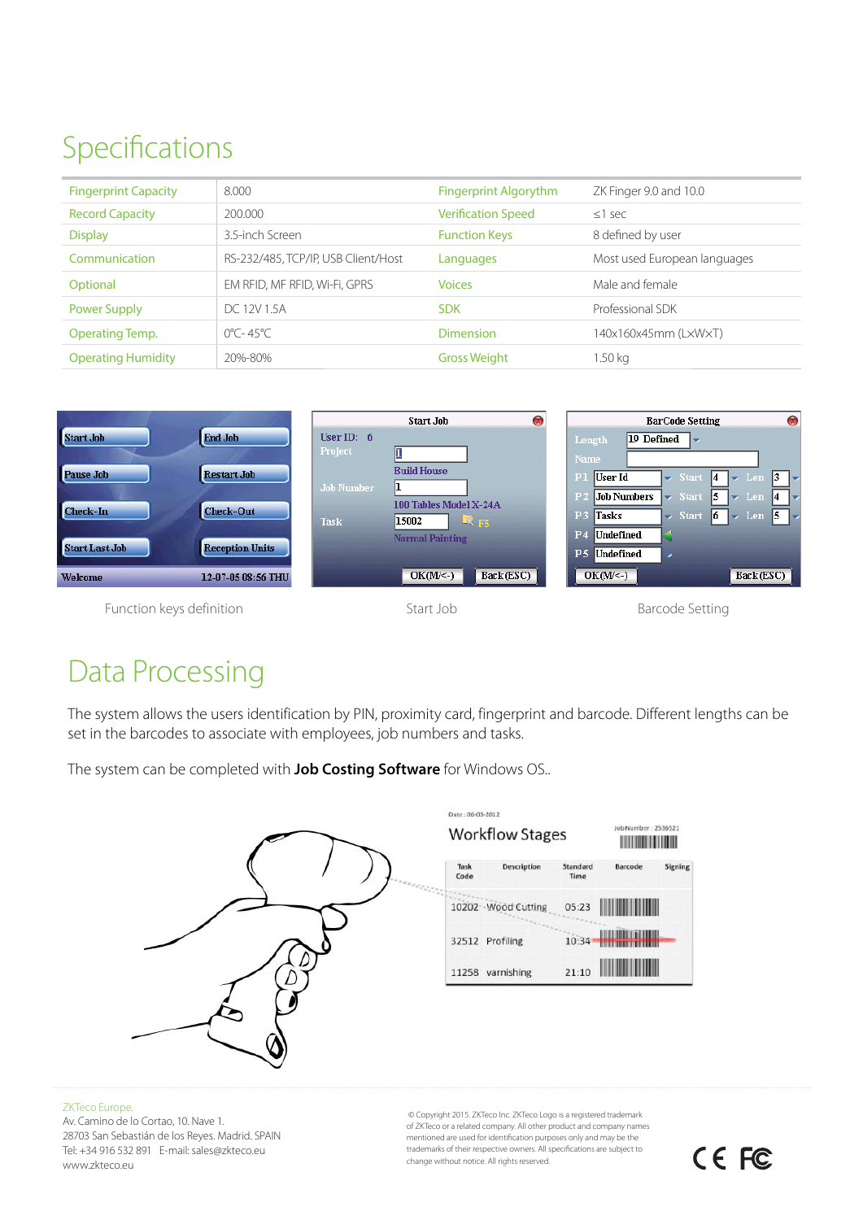# Specifications

| | | | |
|---|---|---|---|
| Fingerprint Capacity | 8.000 | Fingerprint Algorythm | ZK Finger 9.0 and 10.0 |
| Record Capacity | 200.000 | Verification Speed | ≤1 sec |
| Display | 3.5-inch Screen | Function Keys | 8 defined by user |
| Communication | RS-232/485, TCP/IP, USB Client/Host | Languages | Most used European languages |
| Optional | EM RFID, MF RFID, Wi-Fi, GPRS | Voices | Male and female |
| Power Supply | DC 12V 1.5A | SDK | Professional SDK |
| Operating Temp. | 0°C- 45°C | Dimension | 140x160x45mm (LxWxT) |
| Operating Humidity | 20%-80% | Gross Weight | 1.50 kg |

Function keys definition

Start Job

Barcode Setting

# Data Processing

The system allows the users identification by PIN, proximity card, fingerprint and barcode. Different lengths can be set in the barcodes to associate with employees, job numbers and tasks.

The system can be completed with **Job Costing Software** for Windows OS..

ZKTeco Europe.
Av. Camino de lo Cortao, 10. Nave 1.
28703 San Sebastián de los Reyes. Madrid. SPAIN
Tel: +34 916 532 891 E-mail: sales@zkteco.eu
www.zkteco.eu

© Copyright 2015. ZKTeco Inc. ZKTeco Logo is a registered trademark of ZKTeco or a related company. All other product and company names mentioned are used for identification purposes only and may be the trademarks of their respective owners. All specifications are subject to change without notice. All rights reserved.